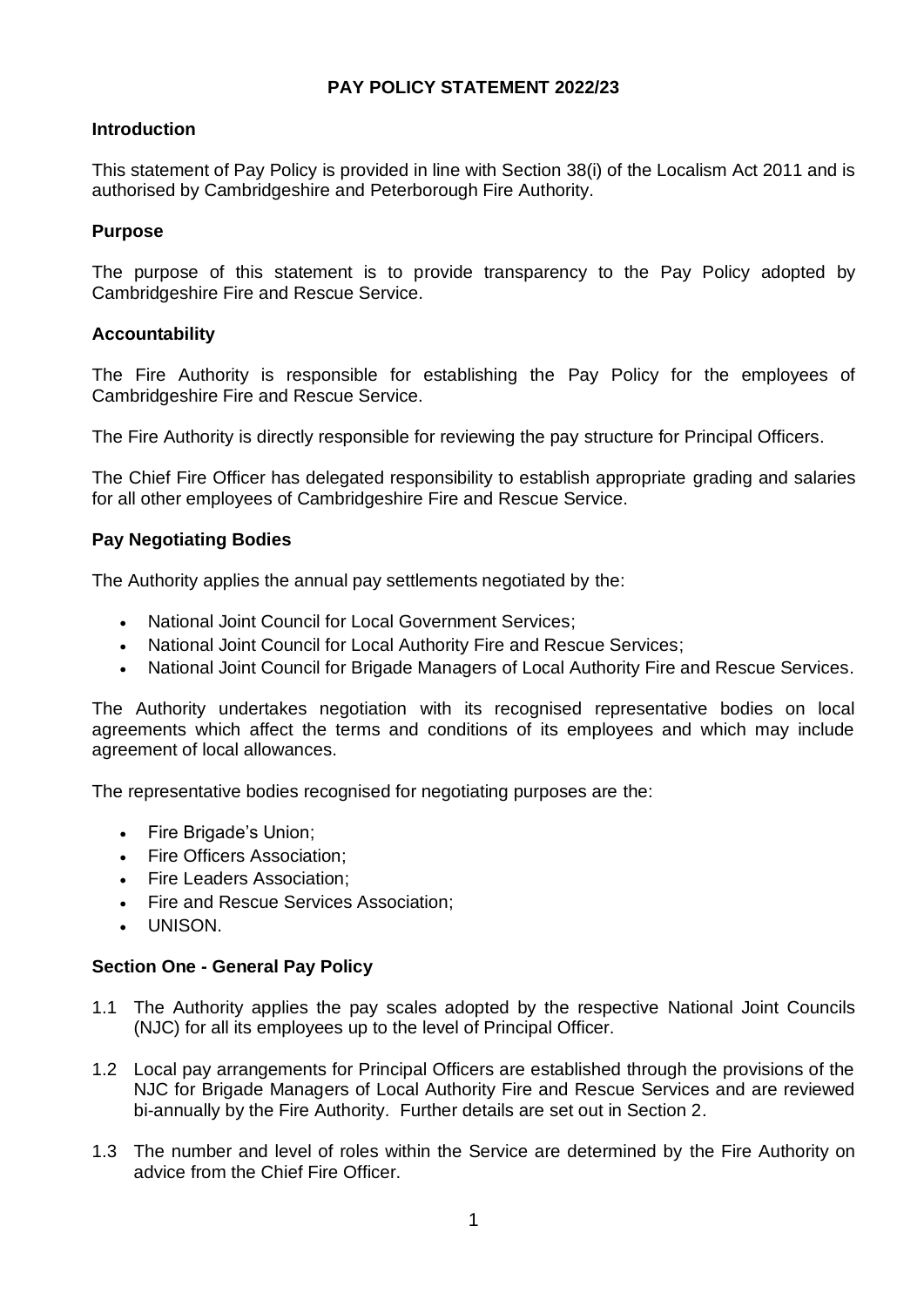# PAY POLICY STATEMENT 2022/23

## Introduction

This statement of Pay Policy is provided in line with Section 38(i) of the Localism Act 2011 and is authorised by Cambridgeshire and Peterborough Fire Authority.

## Purpose

The purpose of this statement is to provide transparency to the Pay Policy adopted by Cambridgeshire Fire and Rescue Service.

## Accountability

The Fire Authority is responsible for establishing the Pay Policy for the employees of Cambridgeshire Fire and Rescue Service.

The Fire Authority is directly responsible for reviewing the pay structure for Principal Officers.

The Chief Fire Officer has delegated responsibility to establish appropriate grading and salaries for all other employees of Cambridgeshire Fire and Rescue Service.

## Pay Negotiating Bodies

The Authority applies the annual pay settlements negotiated by the:

- National Joint Council for Local Government Services;
- National Joint Council for Local Authority Fire and Rescue Services;
- National Joint Council for Brigade Managers of Local Authority Fire and Rescue Services.

The Authority undertakes negotiation with its recognised representative bodies on local agreements which affect the terms and conditions of its employees and which may include agreement of local allowances.

The representative bodies recognised for negotiating purposes are the:

- Fire Brigade's Union;
- Fire Officers Association;
- Fire Leaders Association;
- Fire and Rescue Services Association;
- UNISON.

## Section One - General Pay Policy

1.1 The Authority applies the pay scales adopted by the respective National Joint Councils (NJC) for all its employees up to the level of Principal Officer.

1.2 Local pay arrangements for Principal Officers are established through the provisions of the NJC for Brigade Managers of Local Authority Fire and Rescue Services and are reviewed bi-annually by the Fire Authority. Further details are set out in Section 2.

1.3 The number and level of roles within the Service are determined by the Fire Authority on advice from the Chief Fire Officer.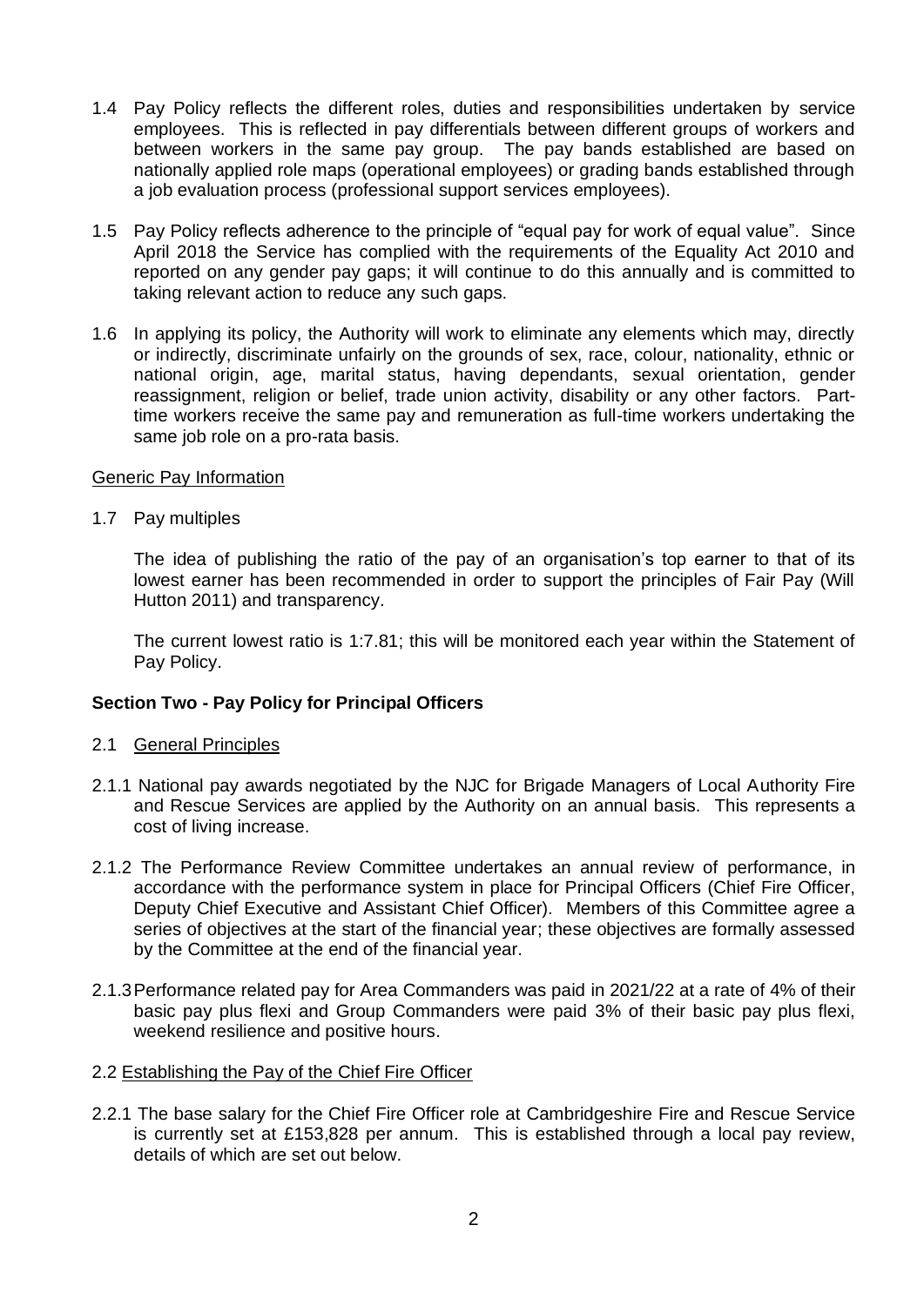1.4 Pay Policy reflects the different roles, duties and responsibilities undertaken by service employees. This is reflected in pay differentials between different groups of workers and between workers in the same pay group. The pay bands established are based on nationally applied role maps (operational employees) or grading bands established through a job evaluation process (professional support services employees).

1.5 Pay Policy reflects adherence to the principle of "equal pay for work of equal value". Since April 2018 the Service has complied with the requirements of the Equality Act 2010 and reported on any gender pay gaps; it will continue to do this annually and is committed to taking relevant action to reduce any such gaps.

1.6 In applying its policy, the Authority will work to eliminate any elements which may, directly or indirectly, discriminate unfairly on the grounds of sex, race, colour, nationality, ethnic or national origin, age, marital status, having dependants, sexual orientation, gender reassignment, religion or belief, trade union activity, disability or any other factors. Part-time workers receive the same pay and remuneration as full-time workers undertaking the same job role on a pro-rata basis.

<u>Generic Pay Information</u>

1.7 Pay multiples

The idea of publishing the ratio of the pay of an organisation's top earner to that of its lowest earner has been recommended in order to support the principles of Fair Pay (Will Hutton 2011) and transparency.

The current lowest ratio is 1:7.81; this will be monitored each year within the Statement of Pay Policy.

**Section Two - Pay Policy for Principal Officers**

2.1 <u>General Principles</u>

2.1.1 National pay awards negotiated by the NJC for Brigade Managers of Local Authority Fire and Rescue Services are applied by the Authority on an annual basis. This represents a cost of living increase.

2.1.2 The Performance Review Committee undertakes an annual review of performance, in accordance with the performance system in place for Principal Officers (Chief Fire Officer, Deputy Chief Executive and Assistant Chief Officer). Members of this Committee agree a series of objectives at the start of the financial year; these objectives are formally assessed by the Committee at the end of the financial year.

2.1.3 Performance related pay for Area Commanders was paid in 2021/22 at a rate of 4% of their basic pay plus flexi and Group Commanders were paid 3% of their basic pay plus flexi, weekend resilience and positive hours.

2.2 <u>Establishing the Pay of the Chief Fire Officer</u>

2.2.1 The base salary for the Chief Fire Officer role at Cambridgeshire Fire and Rescue Service is currently set at £153,828 per annum. This is established through a local pay review, details of which are set out below.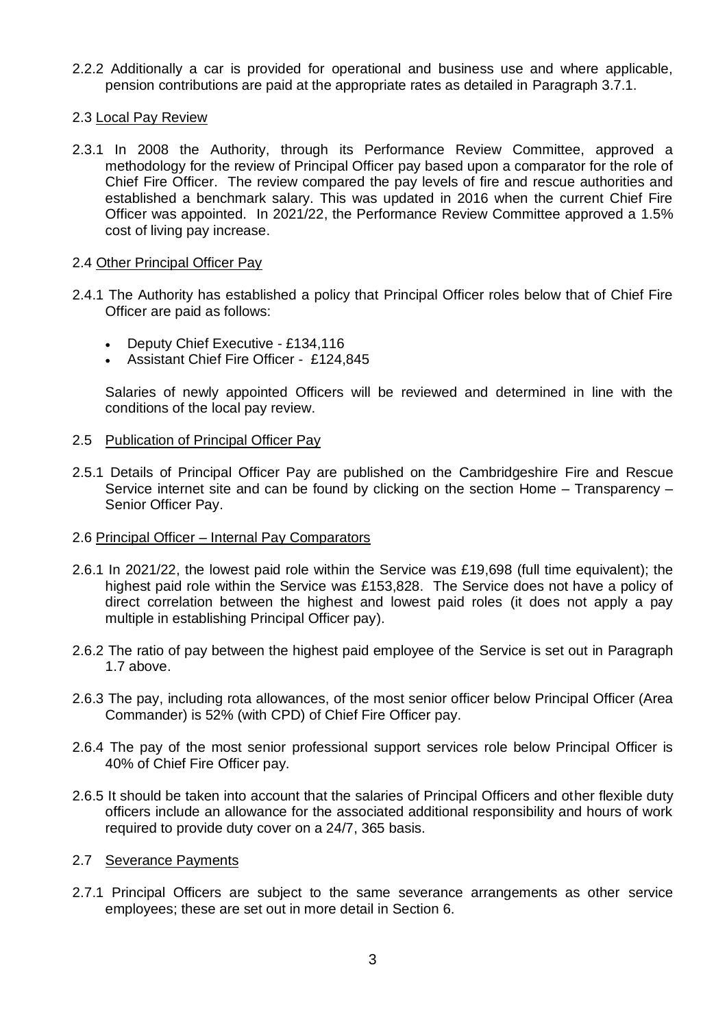2.2.2 Additionally a car is provided for operational and business use and where applicable, pension contributions are paid at the appropriate rates as detailed in Paragraph 3.7.1.

2.3 Local Pay Review

2.3.1 In 2008 the Authority, through its Performance Review Committee, approved a methodology for the review of Principal Officer pay based upon a comparator for the role of Chief Fire Officer. The review compared the pay levels of fire and rescue authorities and established a benchmark salary. This was updated in 2016 when the current Chief Fire Officer was appointed. In 2021/22, the Performance Review Committee approved a 1.5% cost of living pay increase.

2.4 Other Principal Officer Pay

2.4.1 The Authority has established a policy that Principal Officer roles below that of Chief Fire Officer are paid as follows:

- Deputy Chief Executive - £134,116
- Assistant Chief Fire Officer - £124,845

Salaries of newly appointed Officers will be reviewed and determined in line with the conditions of the local pay review.

2.5 Publication of Principal Officer Pay

2.5.1 Details of Principal Officer Pay are published on the Cambridgeshire Fire and Rescue Service internet site and can be found by clicking on the section Home – Transparency – Senior Officer Pay.

2.6 Principal Officer – Internal Pay Comparators

2.6.1 In 2021/22, the lowest paid role within the Service was £19,698 (full time equivalent); the highest paid role within the Service was £153,828. The Service does not have a policy of direct correlation between the highest and lowest paid roles (it does not apply a pay multiple in establishing Principal Officer pay).

2.6.2 The ratio of pay between the highest paid employee of the Service is set out in Paragraph 1.7 above.

2.6.3 The pay, including rota allowances, of the most senior officer below Principal Officer (Area Commander) is 52% (with CPD) of Chief Fire Officer pay.

2.6.4 The pay of the most senior professional support services role below Principal Officer is 40% of Chief Fire Officer pay.

2.6.5 It should be taken into account that the salaries of Principal Officers and other flexible duty officers include an allowance for the associated additional responsibility and hours of work required to provide duty cover on a 24/7, 365 basis.

2.7 Severance Payments

2.7.1 Principal Officers are subject to the same severance arrangements as other service employees; these are set out in more detail in Section 6.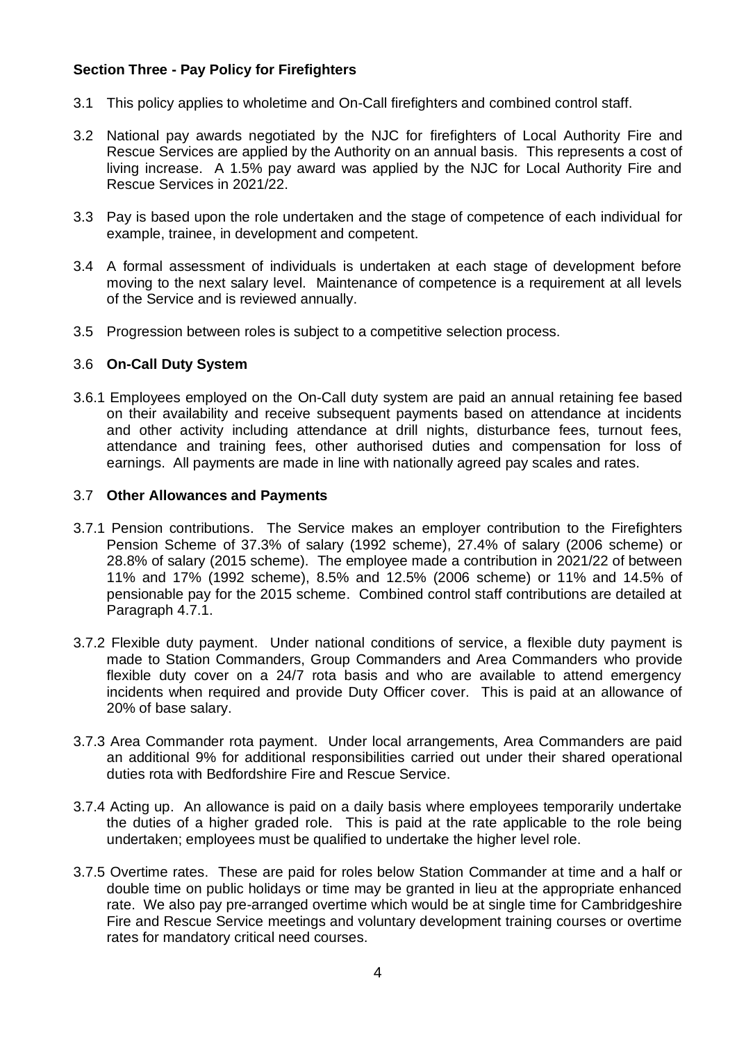## Section Three - Pay Policy for Firefighters

3.1 This policy applies to wholetime and On-Call firefighters and combined control staff.

3.2 National pay awards negotiated by the NJC for firefighters of Local Authority Fire and Rescue Services are applied by the Authority on an annual basis. This represents a cost of living increase. A 1.5% pay award was applied by the NJC for Local Authority Fire and Rescue Services in 2021/22.

3.3 Pay is based upon the role undertaken and the stage of competence of each individual for example, trainee, in development and competent.

3.4 A formal assessment of individuals is undertaken at each stage of development before moving to the next salary level. Maintenance of competence is a requirement at all levels of the Service and is reviewed annually.

3.5 Progression between roles is subject to a competitive selection process.

### 3.6 On-Call Duty System

3.6.1 Employees employed on the On-Call duty system are paid an annual retaining fee based on their availability and receive subsequent payments based on attendance at incidents and other activity including attendance at drill nights, disturbance fees, turnout fees, attendance and training fees, other authorised duties and compensation for loss of earnings. All payments are made in line with nationally agreed pay scales and rates.

### 3.7 Other Allowances and Payments

3.7.1 Pension contributions. The Service makes an employer contribution to the Firefighters Pension Scheme of 37.3% of salary (1992 scheme), 27.4% of salary (2006 scheme) or 28.8% of salary (2015 scheme). The employee made a contribution in 2021/22 of between 11% and 17% (1992 scheme), 8.5% and 12.5% (2006 scheme) or 11% and 14.5% of pensionable pay for the 2015 scheme. Combined control staff contributions are detailed at Paragraph 4.7.1.

3.7.2 Flexible duty payment. Under national conditions of service, a flexible duty payment is made to Station Commanders, Group Commanders and Area Commanders who provide flexible duty cover on a 24/7 rota basis and who are available to attend emergency incidents when required and provide Duty Officer cover. This is paid at an allowance of 20% of base salary.

3.7.3 Area Commander rota payment. Under local arrangements, Area Commanders are paid an additional 9% for additional responsibilities carried out under their shared operational duties rota with Bedfordshire Fire and Rescue Service.

3.7.4 Acting up. An allowance is paid on a daily basis where employees temporarily undertake the duties of a higher graded role. This is paid at the rate applicable to the role being undertaken; employees must be qualified to undertake the higher level role.

3.7.5 Overtime rates. These are paid for roles below Station Commander at time and a half or double time on public holidays or time may be granted in lieu at the appropriate enhanced rate. We also pay pre-arranged overtime which would be at single time for Cambridgeshire Fire and Rescue Service meetings and voluntary development training courses or overtime rates for mandatory critical need courses.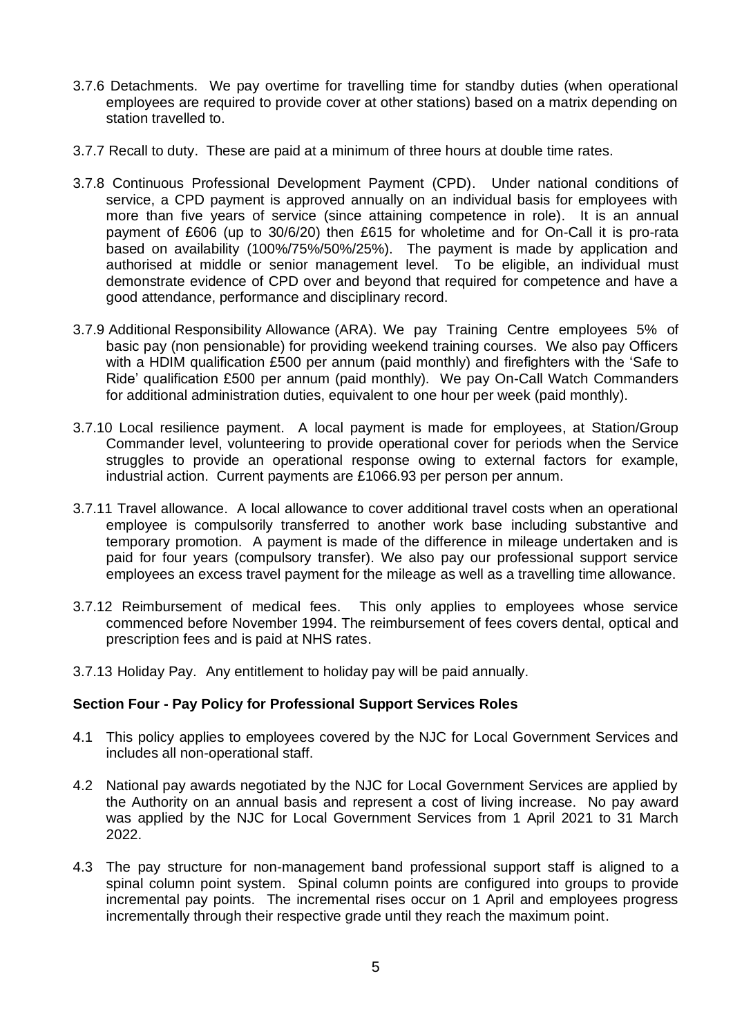3.7.6 Detachments. We pay overtime for travelling time for standby duties (when operational employees are required to provide cover at other stations) based on a matrix depending on station travelled to.

3.7.7 Recall to duty. These are paid at a minimum of three hours at double time rates.

3.7.8 Continuous Professional Development Payment (CPD). Under national conditions of service, a CPD payment is approved annually on an individual basis for employees with more than five years of service (since attaining competence in role). It is an annual payment of £606 (up to 30/6/20) then £615 for wholetime and for On-Call it is pro-rata based on availability (100%/75%/50%/25%). The payment is made by application and authorised at middle or senior management level. To be eligible, an individual must demonstrate evidence of CPD over and beyond that required for competence and have a good attendance, performance and disciplinary record.

3.7.9 Additional Responsibility Allowance (ARA). We pay Training Centre employees 5% of basic pay (non pensionable) for providing weekend training courses. We also pay Officers with a HDIM qualification £500 per annum (paid monthly) and firefighters with the 'Safe to Ride' qualification £500 per annum (paid monthly). We pay On-Call Watch Commanders for additional administration duties, equivalent to one hour per week (paid monthly).

3.7.10 Local resilience payment. A local payment is made for employees, at Station/Group Commander level, volunteering to provide operational cover for periods when the Service struggles to provide an operational response owing to external factors for example, industrial action. Current payments are £1066.93 per person per annum.

3.7.11 Travel allowance. A local allowance to cover additional travel costs when an operational employee is compulsorily transferred to another work base including substantive and temporary promotion. A payment is made of the difference in mileage undertaken and is paid for four years (compulsory transfer). We also pay our professional support service employees an excess travel payment for the mileage as well as a travelling time allowance.

3.7.12 Reimbursement of medical fees. This only applies to employees whose service commenced before November 1994. The reimbursement of fees covers dental, optical and prescription fees and is paid at NHS rates.

3.7.13 Holiday Pay. Any entitlement to holiday pay will be paid annually.

## Section Four - Pay Policy for Professional Support Services Roles

4.1 This policy applies to employees covered by the NJC for Local Government Services and includes all non-operational staff.

4.2 National pay awards negotiated by the NJC for Local Government Services are applied by the Authority on an annual basis and represent a cost of living increase. No pay award was applied by the NJC for Local Government Services from 1 April 2021 to 31 March 2022.

4.3 The pay structure for non-management band professional support staff is aligned to a spinal column point system. Spinal column points are configured into groups to provide incremental pay points. The incremental rises occur on 1 April and employees progress incrementally through their respective grade until they reach the maximum point.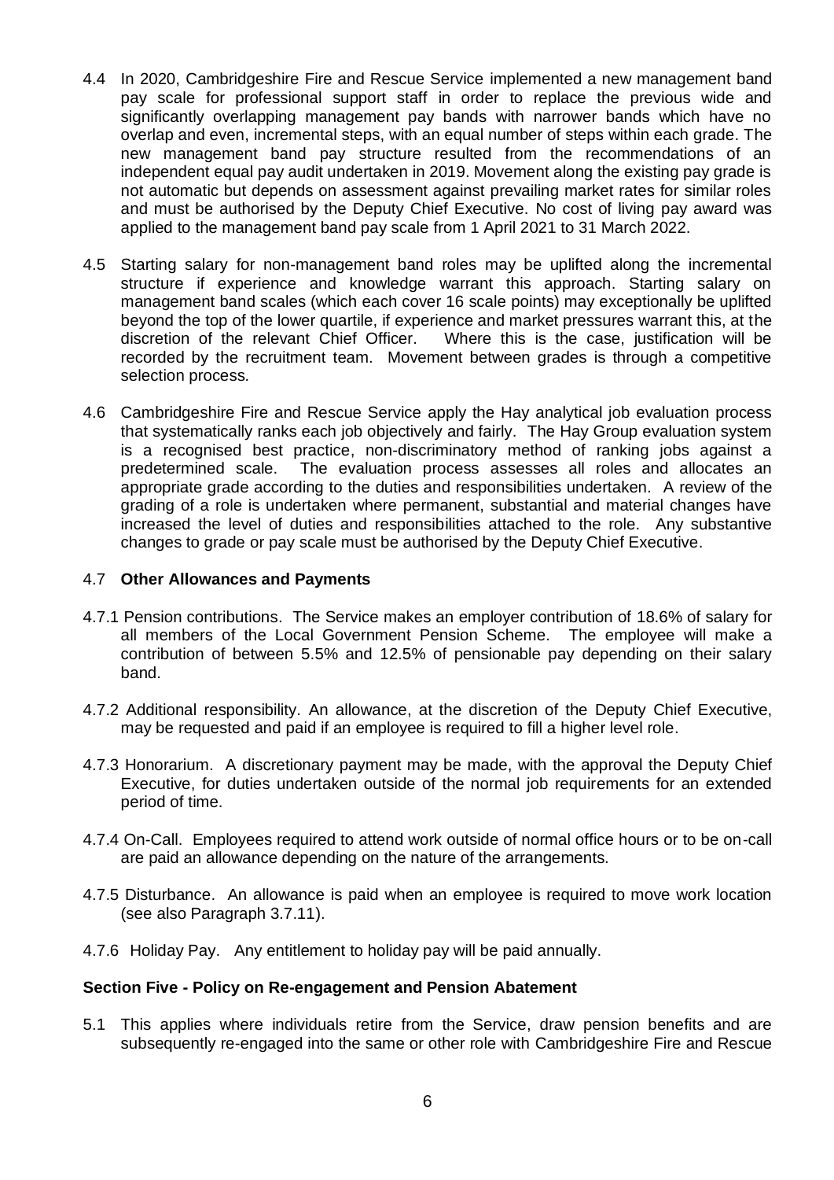4.4 In 2020, Cambridgeshire Fire and Rescue Service implemented a new management band pay scale for professional support staff in order to replace the previous wide and significantly overlapping management pay bands with narrower bands which have no overlap and even, incremental steps, with an equal number of steps within each grade. The new management band pay structure resulted from the recommendations of an independent equal pay audit undertaken in 2019. Movement along the existing pay grade is not automatic but depends on assessment against prevailing market rates for similar roles and must be authorised by the Deputy Chief Executive. No cost of living pay award was applied to the management band pay scale from 1 April 2021 to 31 March 2022.

4.5 Starting salary for non-management band roles may be uplifted along the incremental structure if experience and knowledge warrant this approach. Starting salary on management band scales (which each cover 16 scale points) may exceptionally be uplifted beyond the top of the lower quartile, if experience and market pressures warrant this, at the discretion of the relevant Chief Officer. Where this is the case, justification will be recorded by the recruitment team. Movement between grades is through a competitive selection process.

4.6 Cambridgeshire Fire and Rescue Service apply the Hay analytical job evaluation process that systematically ranks each job objectively and fairly. The Hay Group evaluation system is a recognised best practice, non-discriminatory method of ranking jobs against a predetermined scale. The evaluation process assesses all roles and allocates an appropriate grade according to the duties and responsibilities undertaken. A review of the grading of a role is undertaken where permanent, substantial and material changes have increased the level of duties and responsibilities attached to the role. Any substantive changes to grade or pay scale must be authorised by the Deputy Chief Executive.

4.7 **Other Allowances and Payments**

4.7.1 Pension contributions. The Service makes an employer contribution of 18.6% of salary for all members of the Local Government Pension Scheme. The employee will make a contribution of between 5.5% and 12.5% of pensionable pay depending on their salary band.

4.7.2 Additional responsibility. An allowance, at the discretion of the Deputy Chief Executive, may be requested and paid if an employee is required to fill a higher level role.

4.7.3 Honorarium. A discretionary payment may be made, with the approval the Deputy Chief Executive, for duties undertaken outside of the normal job requirements for an extended period of time.

4.7.4 On-Call. Employees required to attend work outside of normal office hours or to be on-call are paid an allowance depending on the nature of the arrangements.

4.7.5 Disturbance. An allowance is paid when an employee is required to move work location (see also Paragraph 3.7.11).

4.7.6 Holiday Pay. Any entitlement to holiday pay will be paid annually.

**Section Five - Policy on Re-engagement and Pension Abatement**

5.1 This applies where individuals retire from the Service, draw pension benefits and are subsequently re-engaged into the same or other role with Cambridgeshire Fire and Rescue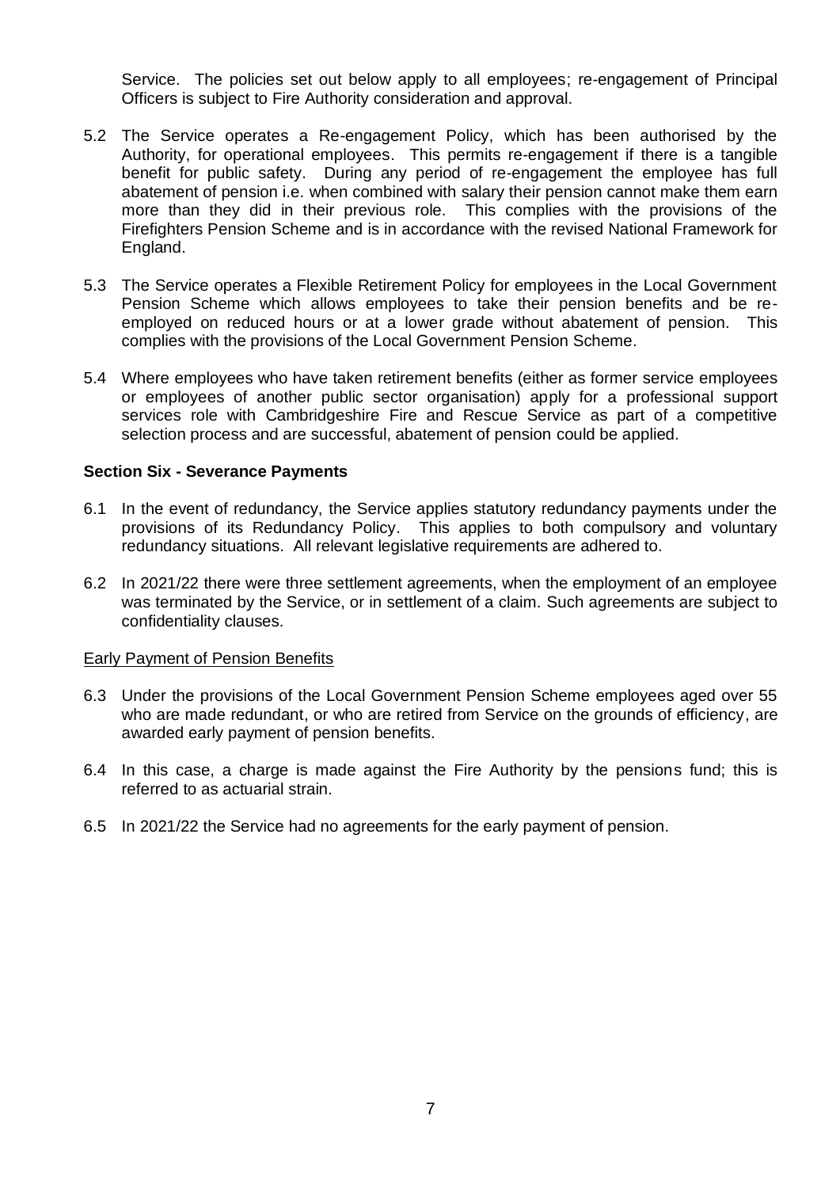Service. The policies set out below apply to all employees; re-engagement of Principal Officers is subject to Fire Authority consideration and approval.

5.2 The Service operates a Re-engagement Policy, which has been authorised by the Authority, for operational employees. This permits re-engagement if there is a tangible benefit for public safety. During any period of re-engagement the employee has full abatement of pension i.e. when combined with salary their pension cannot make them earn more than they did in their previous role. This complies with the provisions of the Firefighters Pension Scheme and is in accordance with the revised National Framework for England.

5.3 The Service operates a Flexible Retirement Policy for employees in the Local Government Pension Scheme which allows employees to take their pension benefits and be re-employed on reduced hours or at a lower grade without abatement of pension. This complies with the provisions of the Local Government Pension Scheme.

5.4 Where employees who have taken retirement benefits (either as former service employees or employees of another public sector organisation) apply for a professional support services role with Cambridgeshire Fire and Rescue Service as part of a competitive selection process and are successful, abatement of pension could be applied.

### Section Six - Severance Payments

6.1 In the event of redundancy, the Service applies statutory redundancy payments under the provisions of its Redundancy Policy. This applies to both compulsory and voluntary redundancy situations. All relevant legislative requirements are adhered to.

6.2 In 2021/22 there were three settlement agreements, when the employment of an employee was terminated by the Service, or in settlement of a claim. Such agreements are subject to confidentiality clauses.

Early Payment of Pension Benefits

6.3 Under the provisions of the Local Government Pension Scheme employees aged over 55 who are made redundant, or who are retired from Service on the grounds of efficiency, are awarded early payment of pension benefits.

6.4 In this case, a charge is made against the Fire Authority by the pensions fund; this is referred to as actuarial strain.

6.5 In 2021/22 the Service had no agreements for the early payment of pension.